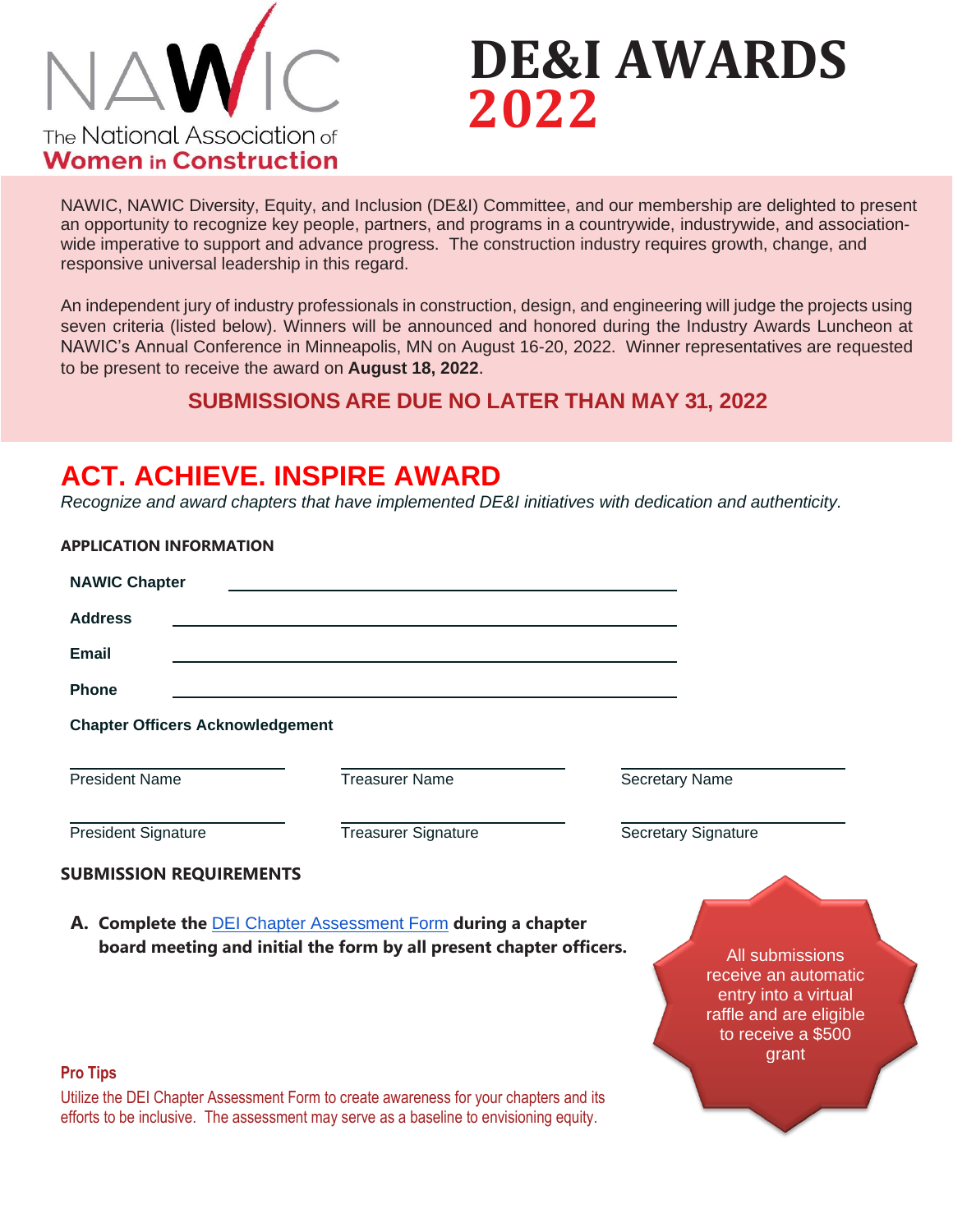NAWIC
The National Association of
**Women in Construction**

# DE&I AWARDS 2022

NAWIC, NAWIC Diversity, Equity, and Inclusion (DE&I) Committee, and our membership are delighted to present an opportunity to recognize key people, partners, and programs in a countrywide, industrywide, and association-wide imperative to support and advance progress. The construction industry requires growth, change, and responsive universal leadership in this regard.

An independent jury of industry professionals in construction, design, and engineering will judge the projects using seven criteria (listed below). Winners will be announced and honored during the Industry Awards Luncheon at NAWIC's Annual Conference in Minneapolis, MN on August 16-20, 2022. Winner representatives are requested to be present to receive the award on **August 18, 2022**.

**SUBMISSIONS ARE DUE NO LATER THAN MAY 31, 2022**

## ACT. ACHIEVE. INSPIRE AWARD

*Recognize and award chapters that have implemented DE&I initiatives with dedication and authenticity.*

### APPLICATION INFORMATION

**NAWIC Chapter** ______________________________

**Address** ______________________________

**Email** ______________________________

**Phone** ______________________________

**Chapter Officers Acknowledgement**

| ______________ | ______________ | ______________ |
|---|---|---|
| President Name | Treasurer Name | Secretary Name |
| ______________ | ______________ | ______________ |
| President Signature | Treasurer Signature | Secretary Signature |

### SUBMISSION REQUIREMENTS

**A. Complete the** [DEI Chapter Assessment Form] **during a chapter board meeting and initial the form by all present chapter officers.**

All submissions receive an automatic entry into a virtual raffle and are eligible to receive a $500 grant

**Pro Tips**

Utilize the DEI Chapter Assessment Form to create awareness for your chapters and its efforts to be inclusive. The assessment may serve as a baseline to envisioning equity.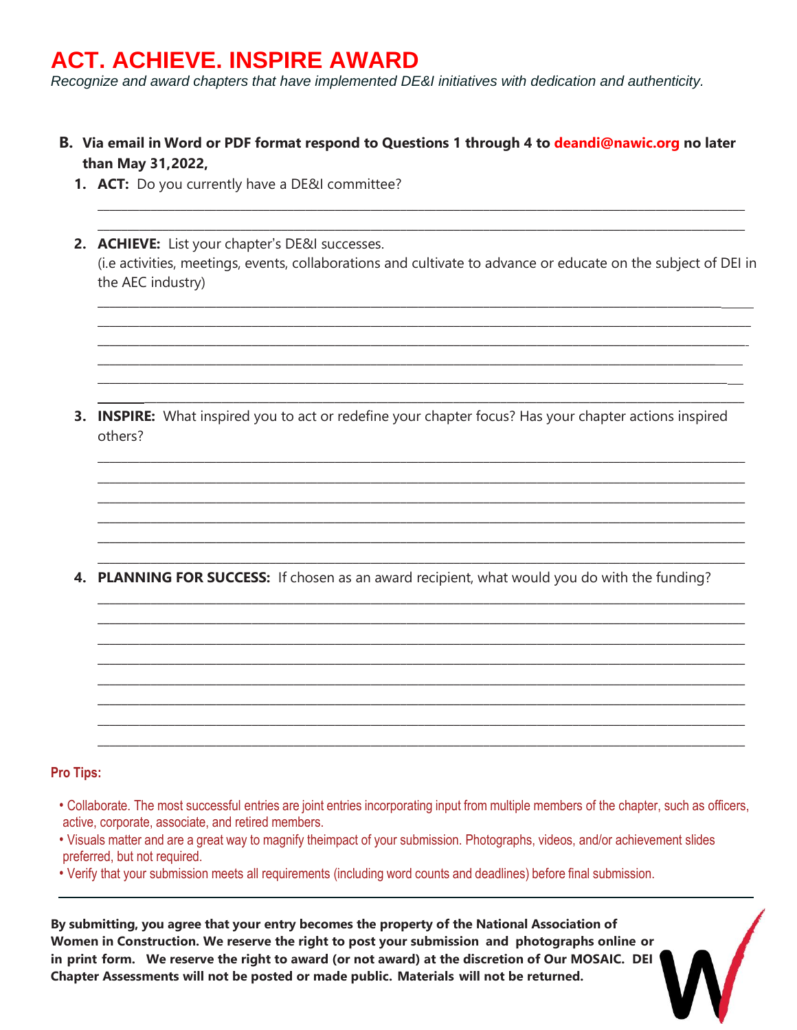# ACT. ACHIEVE. INSPIRE AWARD

*Recognize and award chapters that have implemented DE&I initiatives with dedication and authenticity.*

**B. Via email in Word or PDF format respond to Questions 1 through 4 to deandi@nawic.org no later than May 31,2022,**

1. **ACT:** Do you currently have a DE&I committee?

   \_\_\_\_\_\_\_\_\_\_\_\_\_\_\_\_\_\_\_\_\_\_\_\_\_\_\_\_\_\_\_\_\_\_\_\_\_\_\_\_\_\_\_\_\_\_\_\_\_\_\_\_\_\_\_\_\_\_\_\_

   \_\_\_\_\_\_\_\_\_\_\_\_\_\_\_\_\_\_\_\_\_\_\_\_\_\_\_\_\_\_\_\_\_\_\_\_\_\_\_\_\_\_\_\_\_\_\_\_\_\_\_\_\_\_\_\_\_\_\_\_

2. **ACHIEVE:** List your chapter's DE&I successes.
   (i.e activities, meetings, events, collaborations and cultivate to advance or educate on the subject of DEI in the AEC industry)

   \_\_\_\_\_\_\_\_\_\_\_\_\_\_\_\_\_\_\_\_\_\_\_\_\_\_\_\_\_\_\_\_\_\_\_\_\_\_\_\_\_\_\_\_\_\_\_\_\_\_\_\_\_\_\_\_\_\_\_\_

   \_\_\_\_\_\_\_\_\_\_\_\_\_\_\_\_\_\_\_\_\_\_\_\_\_\_\_\_\_\_\_\_\_\_\_\_\_\_\_\_\_\_\_\_\_\_\_\_\_\_\_\_\_\_\_\_\_\_\_\_

   \_\_\_\_\_\_\_\_\_\_\_\_\_\_\_\_\_\_\_\_\_\_\_\_\_\_\_\_\_\_\_\_\_\_\_\_\_\_\_\_\_\_\_\_\_\_\_\_\_\_\_\_\_\_\_\_\_\_\_\_

   \_\_\_\_\_\_\_\_\_\_\_\_\_\_\_\_\_\_\_\_\_\_\_\_\_\_\_\_\_\_\_\_\_\_\_\_\_\_\_\_\_\_\_\_\_\_\_\_\_\_\_\_\_\_\_\_\_\_\_\_

   \_\_\_\_\_\_\_\_\_\_\_\_\_\_\_\_\_\_\_\_\_\_\_\_\_\_\_\_\_\_\_\_\_\_\_\_\_\_\_\_\_\_\_\_\_\_\_\_\_\_\_\_\_\_\_\_\_\_\_\_

   \_\_\_\_\_\_\_\_\_\_\_\_\_\_\_\_\_\_\_\_\_\_\_\_\_\_\_\_\_\_\_\_\_\_\_\_\_\_\_\_\_\_\_\_\_\_\_\_\_\_\_\_\_\_\_\_\_\_\_\_

3. **INSPIRE:** What inspired you to act or redefine your chapter focus? Has your chapter actions inspired others?

   \_\_\_\_\_\_\_\_\_\_\_\_\_\_\_\_\_\_\_\_\_\_\_\_\_\_\_\_\_\_\_\_\_\_\_\_\_\_\_\_\_\_\_\_\_\_\_\_\_\_\_\_\_\_\_\_\_\_\_\_

   \_\_\_\_\_\_\_\_\_\_\_\_\_\_\_\_\_\_\_\_\_\_\_\_\_\_\_\_\_\_\_\_\_\_\_\_\_\_\_\_\_\_\_\_\_\_\_\_\_\_\_\_\_\_\_\_\_\_\_\_

   \_\_\_\_\_\_\_\_\_\_\_\_\_\_\_\_\_\_\_\_\_\_\_\_\_\_\_\_\_\_\_\_\_\_\_\_\_\_\_\_\_\_\_\_\_\_\_\_\_\_\_\_\_\_\_\_\_\_\_\_

   \_\_\_\_\_\_\_\_\_\_\_\_\_\_\_\_\_\_\_\_\_\_\_\_\_\_\_\_\_\_\_\_\_\_\_\_\_\_\_\_\_\_\_\_\_\_\_\_\_\_\_\_\_\_\_\_\_\_\_\_

   \_\_\_\_\_\_\_\_\_\_\_\_\_\_\_\_\_\_\_\_\_\_\_\_\_\_\_\_\_\_\_\_\_\_\_\_\_\_\_\_\_\_\_\_\_\_\_\_\_\_\_\_\_\_\_\_\_\_\_\_

   \_\_\_\_\_\_\_\_\_\_\_\_\_\_\_\_\_\_\_\_\_\_\_\_\_\_\_\_\_\_\_\_\_\_\_\_\_\_\_\_\_\_\_\_\_\_\_\_\_\_\_\_\_\_\_\_\_\_\_\_

4. **PLANNING FOR SUCCESS:** If chosen as an award recipient, what would you do with the funding?

   \_\_\_\_\_\_\_\_\_\_\_\_\_\_\_\_\_\_\_\_\_\_\_\_\_\_\_\_\_\_\_\_\_\_\_\_\_\_\_\_\_\_\_\_\_\_\_\_\_\_\_\_\_\_\_\_\_\_\_\_

   \_\_\_\_\_\_\_\_\_\_\_\_\_\_\_\_\_\_\_\_\_\_\_\_\_\_\_\_\_\_\_\_\_\_\_\_\_\_\_\_\_\_\_\_\_\_\_\_\_\_\_\_\_\_\_\_\_\_\_\_

   \_\_\_\_\_\_\_\_\_\_\_\_\_\_\_\_\_\_\_\_\_\_\_\_\_\_\_\_\_\_\_\_\_\_\_\_\_\_\_\_\_\_\_\_\_\_\_\_\_\_\_\_\_\_\_\_\_\_\_\_

   \_\_\_\_\_\_\_\_\_\_\_\_\_\_\_\_\_\_\_\_\_\_\_\_\_\_\_\_\_\_\_\_\_\_\_\_\_\_\_\_\_\_\_\_\_\_\_\_\_\_\_\_\_\_\_\_\_\_\_\_

   \_\_\_\_\_\_\_\_\_\_\_\_\_\_\_\_\_\_\_\_\_\_\_\_\_\_\_\_\_\_\_\_\_\_\_\_\_\_\_\_\_\_\_\_\_\_\_\_\_\_\_\_\_\_\_\_\_\_\_\_

   \_\_\_\_\_\_\_\_\_\_\_\_\_\_\_\_\_\_\_\_\_\_\_\_\_\_\_\_\_\_\_\_\_\_\_\_\_\_\_\_\_\_\_\_\_\_\_\_\_\_\_\_\_\_\_\_\_\_\_\_

   \_\_\_\_\_\_\_\_\_\_\_\_\_\_\_\_\_\_\_\_\_\_\_\_\_\_\_\_\_\_\_\_\_\_\_\_\_\_\_\_\_\_\_\_\_\_\_\_\_\_\_\_\_\_\_\_\_\_\_\_

   \_\_\_\_\_\_\_\_\_\_\_\_\_\_\_\_\_\_\_\_\_\_\_\_\_\_\_\_\_\_\_\_\_\_\_\_\_\_\_\_\_\_\_\_\_\_\_\_\_\_\_\_\_\_\_\_\_\_\_\_

**Pro Tips:**

- Collaborate. The most successful entries are joint entries incorporating input from multiple members of the chapter, such as officers, active, corporate, associate, and retired members.
- Visuals matter and are a great way to magnify theimpact of your submission. Photographs, videos, and/or achievement slides preferred, but not required.
- Verify that your submission meets all requirements (including word counts and deadlines) before final submission.

---

**By submitting, you agree that your entry becomes the property of the National Association of Women in Construction. We reserve the right to post your submission and photographs online or in print form. We reserve the right to award (or not award) at the discretion of Our MOSAIC. DEI Chapter Assessments will not be posted or made public. Materials will not be returned.**